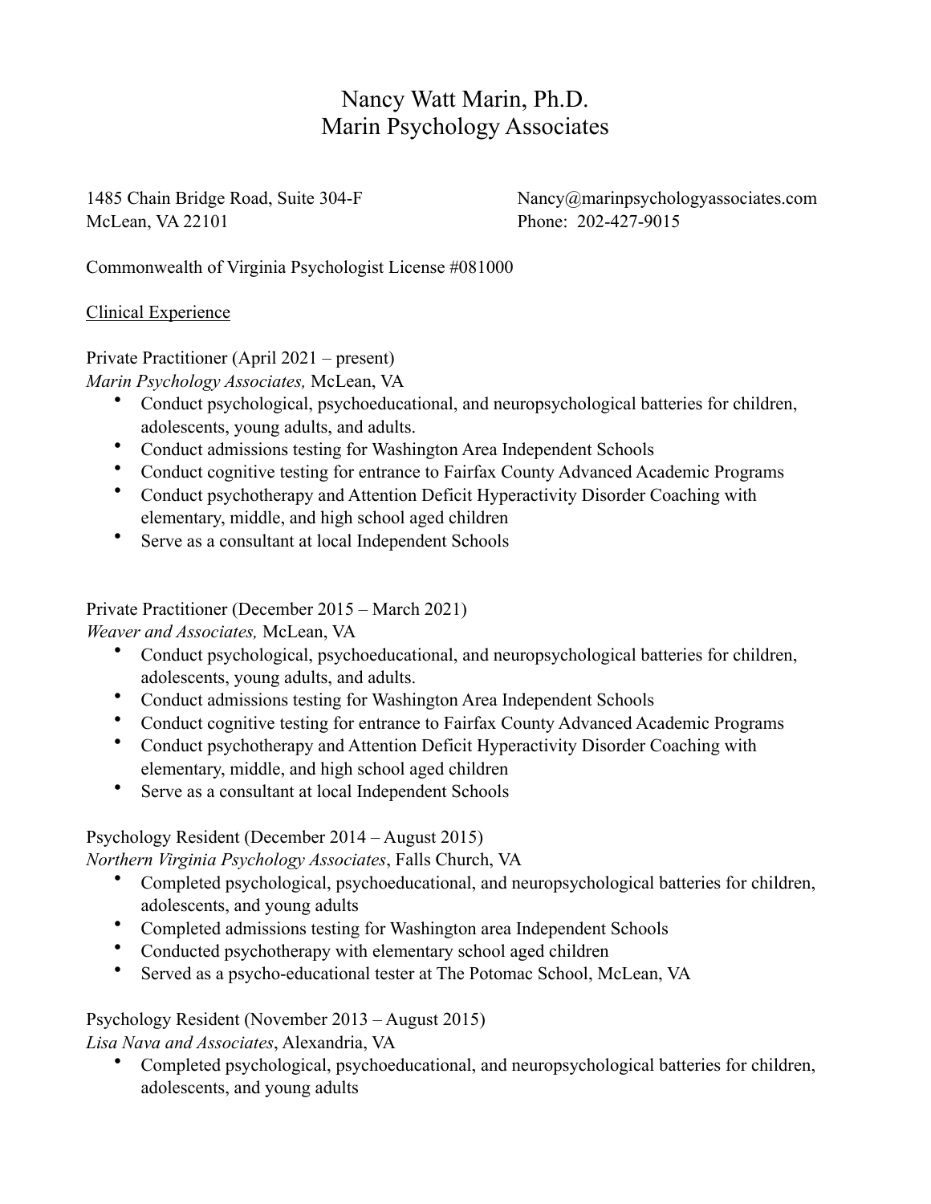# Nancy Watt Marin, Ph.D.
# Marin Psychology Associates

1485 Chain Bridge Road, Suite 304-F
McLean, VA 22101

Nancy@marinpsychologyassociates.com
Phone: 202-427-9015

Commonwealth of Virginia Psychologist License #081000

## Clinical Experience

Private Practitioner (April 2021 – present)
*Marin Psychology Associates,* McLean, VA

- Conduct psychological, psychoeducational, and neuropsychological batteries for children, adolescents, young adults, and adults.
- Conduct admissions testing for Washington Area Independent Schools
- Conduct cognitive testing for entrance to Fairfax County Advanced Academic Programs
- Conduct psychotherapy and Attention Deficit Hyperactivity Disorder Coaching with elementary, middle, and high school aged children
- Serve as a consultant at local Independent Schools

Private Practitioner (December 2015 – March 2021)
*Weaver and Associates,* McLean, VA

- Conduct psychological, psychoeducational, and neuropsychological batteries for children, adolescents, young adults, and adults.
- Conduct admissions testing for Washington Area Independent Schools
- Conduct cognitive testing for entrance to Fairfax County Advanced Academic Programs
- Conduct psychotherapy and Attention Deficit Hyperactivity Disorder Coaching with elementary, middle, and high school aged children
- Serve as a consultant at local Independent Schools

Psychology Resident (December 2014 – August 2015)
*Northern Virginia Psychology Associates*, Falls Church, VA

- Completed psychological, psychoeducational, and neuropsychological batteries for children, adolescents, and young adults
- Completed admissions testing for Washington area Independent Schools
- Conducted psychotherapy with elementary school aged children
- Served as a psycho-educational tester at The Potomac School, McLean, VA

Psychology Resident (November 2013 – August 2015)
*Lisa Nava and Associates*, Alexandria, VA

- Completed psychological, psychoeducational, and neuropsychological batteries for children, adolescents, and young adults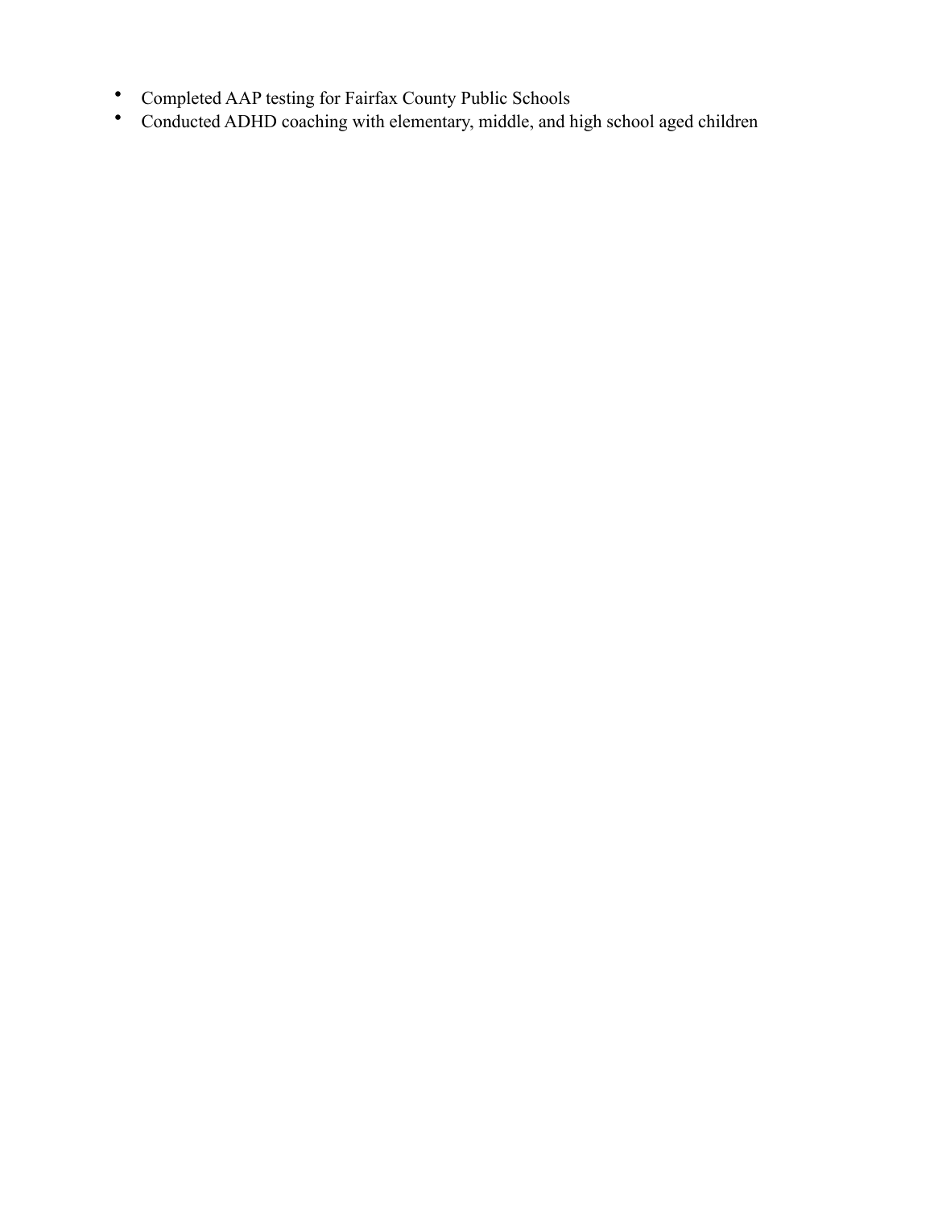- Completed AAP testing for Fairfax County Public Schools
- Conducted ADHD coaching with elementary, middle, and high school aged children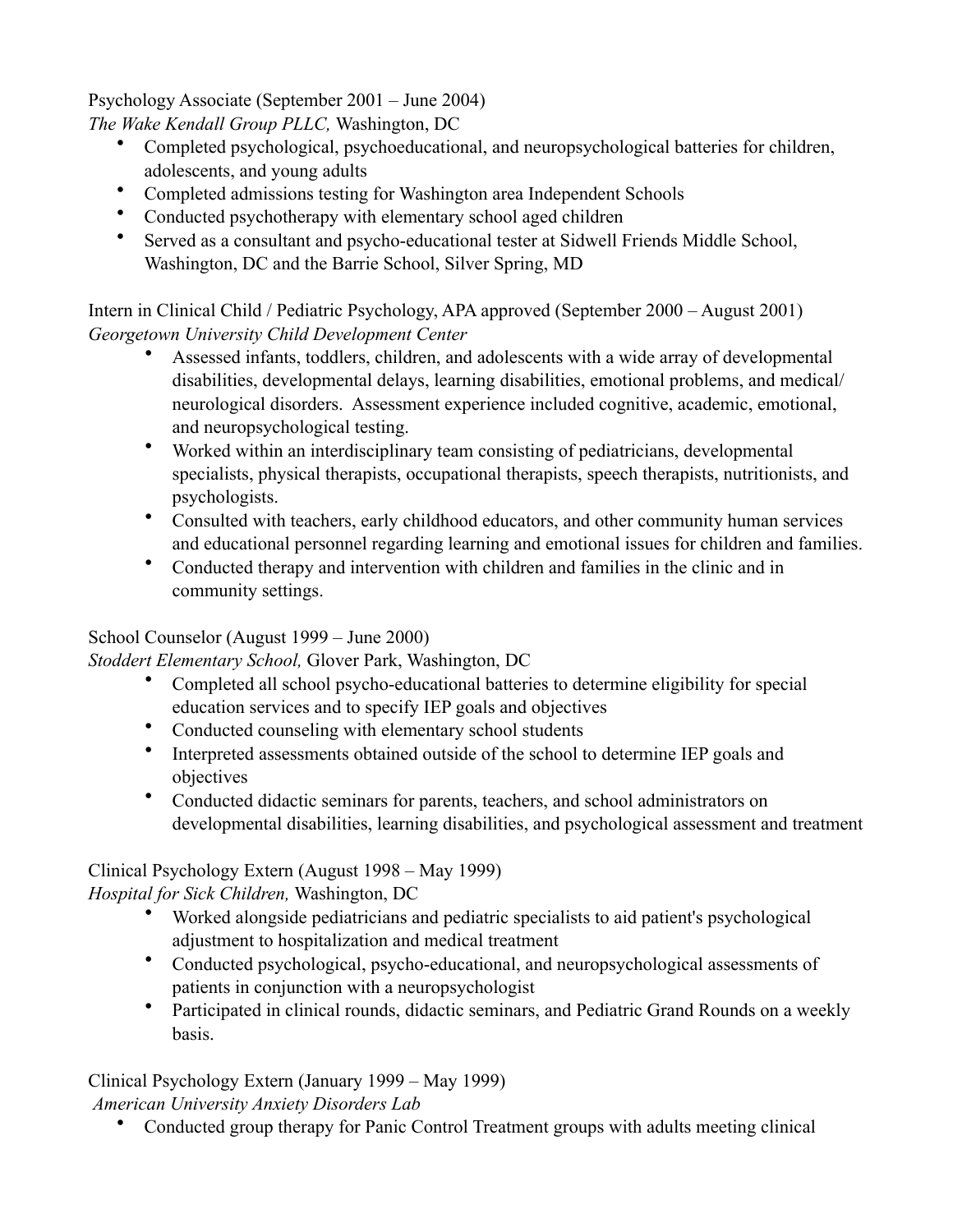Psychology Associate (September 2001 – June 2004)
*The Wake Kendall Group PLLC,* Washington, DC

- Completed psychological, psychoeducational, and neuropsychological batteries for children, adolescents, and young adults
- Completed admissions testing for Washington area Independent Schools
- Conducted psychotherapy with elementary school aged children
- Served as a consultant and psycho-educational tester at Sidwell Friends Middle School, Washington, DC and the Barrie School, Silver Spring, MD

Intern in Clinical Child / Pediatric Psychology, APA approved (September 2000 – August 2001)
*Georgetown University Child Development Center*

- Assessed infants, toddlers, children, and adolescents with a wide array of developmental disabilities, developmental delays, learning disabilities, emotional problems, and medical/ neurological disorders. Assessment experience included cognitive, academic, emotional, and neuropsychological testing.
- Worked within an interdisciplinary team consisting of pediatricians, developmental specialists, physical therapists, occupational therapists, speech therapists, nutritionists, and psychologists.
- Consulted with teachers, early childhood educators, and other community human services and educational personnel regarding learning and emotional issues for children and families.
- Conducted therapy and intervention with children and families in the clinic and in community settings.

School Counselor (August 1999 – June 2000)
*Stoddert Elementary School,* Glover Park, Washington, DC

- Completed all school psycho-educational batteries to determine eligibility for special education services and to specify IEP goals and objectives
- Conducted counseling with elementary school students
- Interpreted assessments obtained outside of the school to determine IEP goals and objectives
- Conducted didactic seminars for parents, teachers, and school administrators on developmental disabilities, learning disabilities, and psychological assessment and treatment

Clinical Psychology Extern (August 1998 – May 1999)
*Hospital for Sick Children,* Washington, DC

- Worked alongside pediatricians and pediatric specialists to aid patient's psychological adjustment to hospitalization and medical treatment
- Conducted psychological, psycho-educational, and neuropsychological assessments of patients in conjunction with a neuropsychologist
- Participated in clinical rounds, didactic seminars, and Pediatric Grand Rounds on a weekly basis.

Clinical Psychology Extern (January 1999 – May 1999)
*American University Anxiety Disorders Lab*

- Conducted group therapy for Panic Control Treatment groups with adults meeting clinical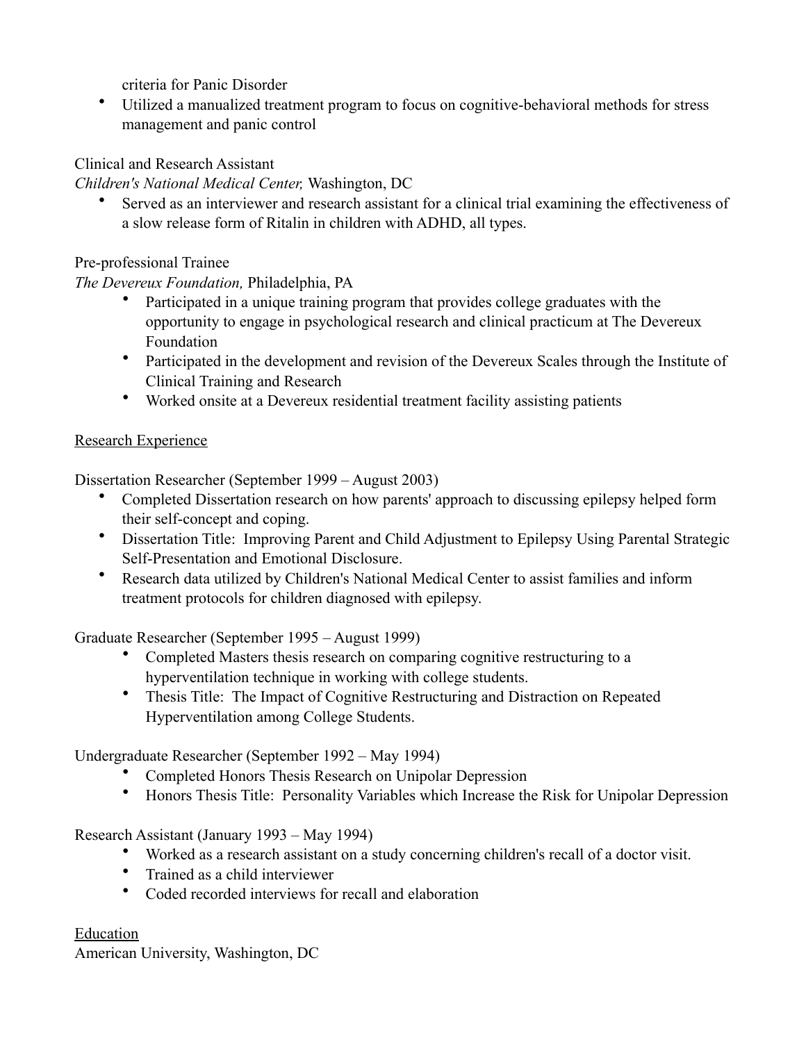criteria for Panic Disorder

- Utilized a manualized treatment program to focus on cognitive-behavioral methods for stress management and panic control

Clinical and Research Assistant
*Children's National Medical Center,* Washington, DC

- Served as an interviewer and research assistant for a clinical trial examining the effectiveness of a slow release form of Ritalin in children with ADHD, all types.

Pre-professional Trainee
*The Devereux Foundation,* Philadelphia, PA

- Participated in a unique training program that provides college graduates with the opportunity to engage in psychological research and clinical practicum at The Devereux Foundation
- Participated in the development and revision of the Devereux Scales through the Institute of Clinical Training and Research
- Worked onsite at a Devereux residential treatment facility assisting patients

<u>Research Experience</u>

Dissertation Researcher (September 1999 – August 2003)

- Completed Dissertation research on how parents' approach to discussing epilepsy helped form their self-concept and coping.
- Dissertation Title: Improving Parent and Child Adjustment to Epilepsy Using Parental Strategic Self-Presentation and Emotional Disclosure.
- Research data utilized by Children's National Medical Center to assist families and inform treatment protocols for children diagnosed with epilepsy.

Graduate Researcher (September 1995 – August 1999)

- Completed Masters thesis research on comparing cognitive restructuring to a hyperventilation technique in working with college students.
- Thesis Title: The Impact of Cognitive Restructuring and Distraction on Repeated Hyperventilation among College Students.

Undergraduate Researcher (September 1992 – May 1994)

- Completed Honors Thesis Research on Unipolar Depression
- Honors Thesis Title: Personality Variables which Increase the Risk for Unipolar Depression

Research Assistant (January 1993 – May 1994)

- Worked as a research assistant on a study concerning children's recall of a doctor visit.
- Trained as a child interviewer
- Coded recorded interviews for recall and elaboration

<u>Education</u>
American University, Washington, DC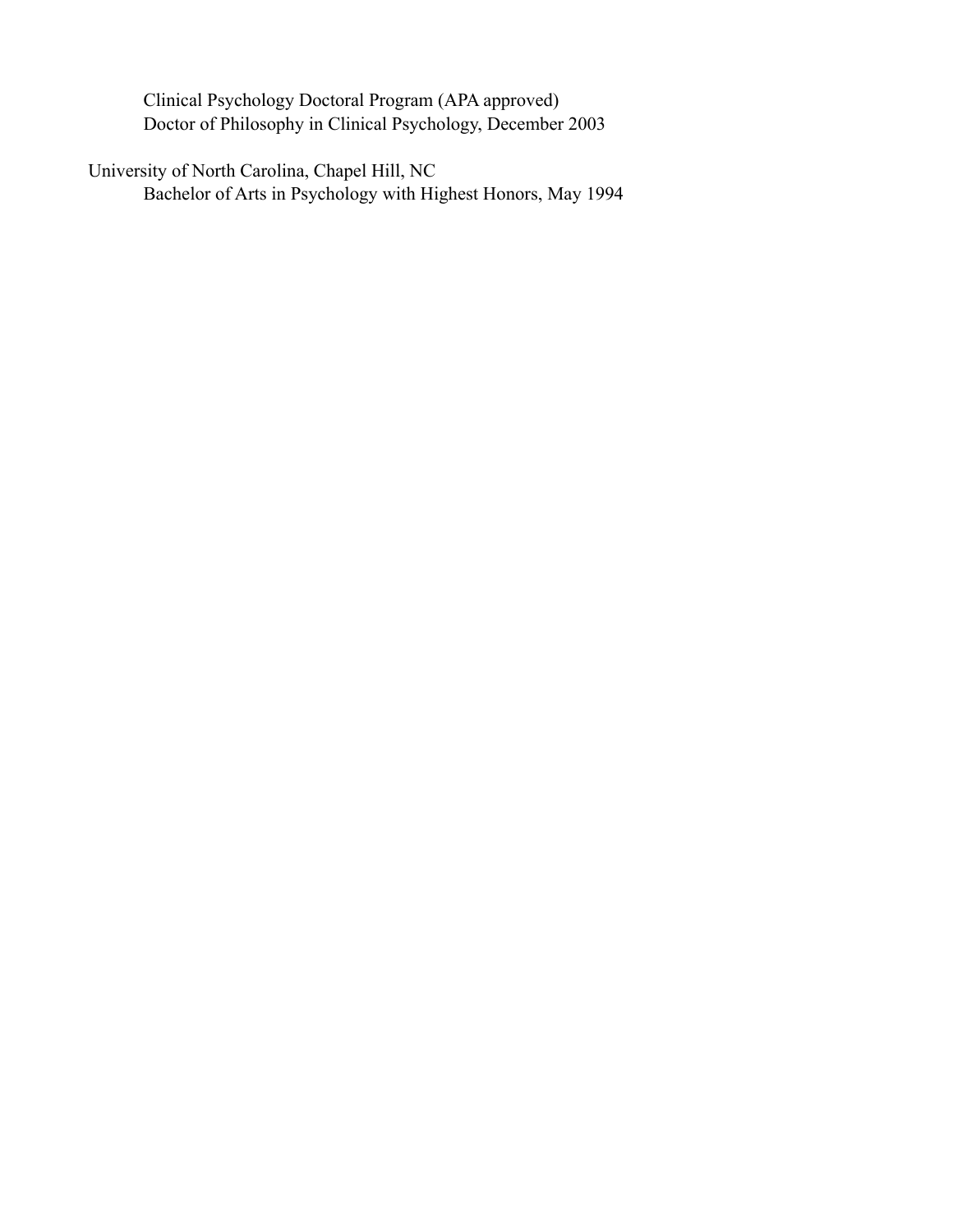Clinical Psychology Doctoral Program (APA approved)
Doctor of Philosophy in Clinical Psychology, December 2003

University of North Carolina, Chapel Hill, NC
Bachelor of Arts in Psychology with Highest Honors, May 1994